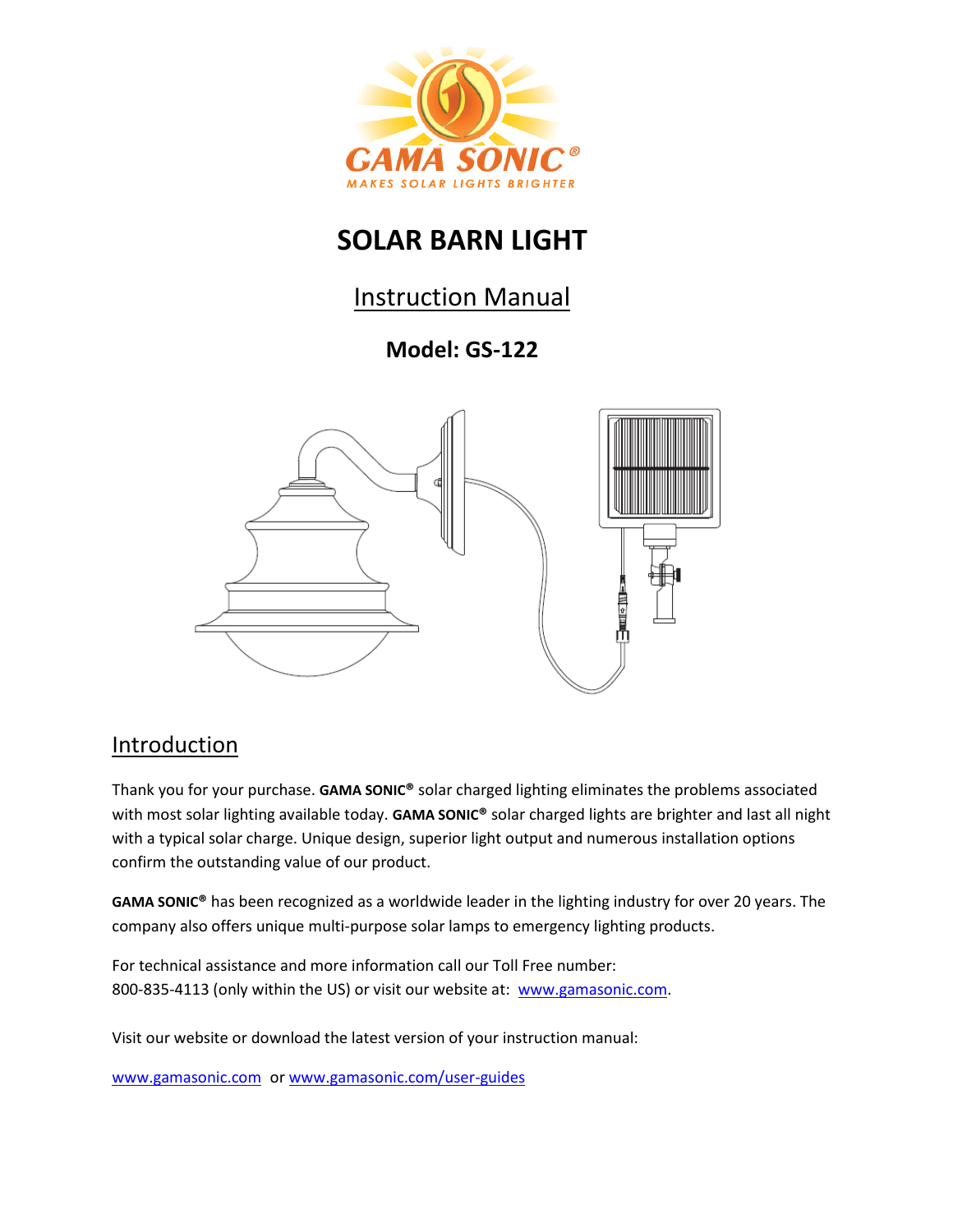GAMA SONIC®

MAKES SOLAR LIGHTS BRIGHTER

# SOLAR BARN LIGHT

## Instruction Manual

### Model: GS-122

## Introduction

Thank you for your purchase. **GAMA SONIC®** solar charged lighting eliminates the problems associated with most solar lighting available today. **GAMA SONIC®** solar charged lights are brighter and last all night with a typical solar charge. Unique design, superior light output and numerous installation options confirm the outstanding value of our product.

**GAMA SONIC®** has been recognized as a worldwide leader in the lighting industry for over 20 years. The company also offers unique multi-purpose solar lamps to emergency lighting products.

For technical assistance and more information call our Toll Free number:
800-835-4113 (only within the US) or visit our website at: www.gamasonic.com.

Visit our website or download the latest version of your instruction manual:

www.gamasonic.com or www.gamasonic.com/user-guides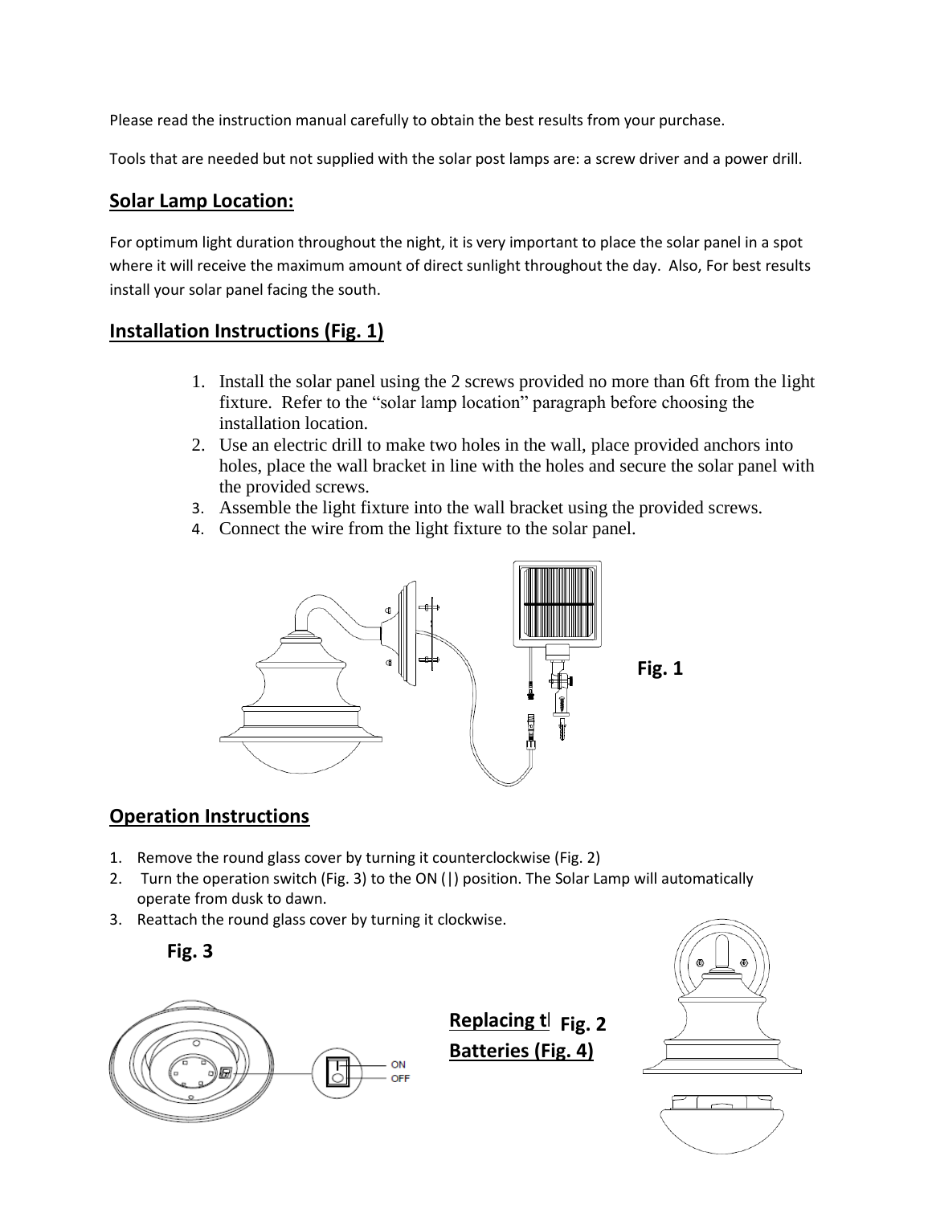Please read the instruction manual carefully to obtain the best results from your purchase.

Tools that are needed but not supplied with the solar post lamps are: a screw driver and a power drill.

## Solar Lamp Location:

For optimum light duration throughout the night, it is very important to place the solar panel in a spot where it will receive the maximum amount of direct sunlight throughout the day. Also, For best results install your solar panel facing the south.

## Installation Instructions (Fig. 1)

1. Install the solar panel using the 2 screws provided no more than 6ft from the light fixture. Refer to the "solar lamp location" paragraph before choosing the installation location.
2. Use an electric drill to make two holes in the wall, place provided anchors into holes, place the wall bracket in line with the holes and secure the solar panel with the provided screws.
3. Assemble the light fixture into the wall bracket using the provided screws.
4. Connect the wire from the light fixture to the solar panel.

**Fig. 1**

## Operation Instructions

1. Remove the round glass cover by turning it counterclockwise (Fig. 2)
2. Turn the operation switch (Fig. 3) to the ON (|) position. The Solar Lamp will automatically operate from dusk to dawn.
3. Reattach the round glass cover by turning it clockwise.

**Fig. 3**

ON
OFF

**Fig. 2**

## Replacing the Batteries (Fig. 4)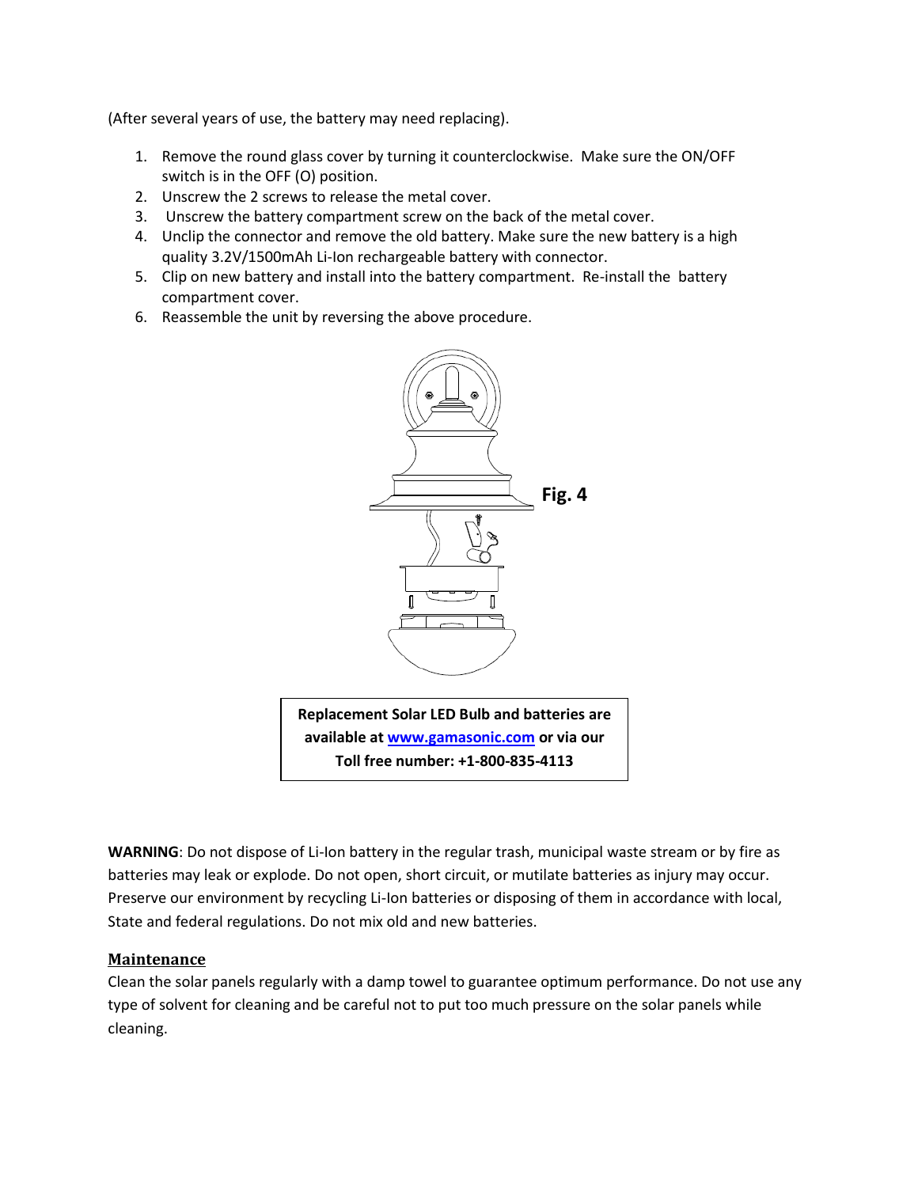(After several years of use, the battery may need replacing).

1. Remove the round glass cover by turning it counterclockwise. Make sure the ON/OFF switch is in the OFF (O) position.
2. Unscrew the 2 screws to release the metal cover.
3. Unscrew the battery compartment screw on the back of the metal cover.
4. Unclip the connector and remove the old battery. Make sure the new battery is a high quality 3.2V/1500mAh Li-Ion rechargeable battery with connector.
5. Clip on new battery and install into the battery compartment. Re-install the battery compartment cover.
6. Reassemble the unit by reversing the above procedure.

**Fig. 4**

**Replacement Solar LED Bulb and batteries are available at [www.gamasonic.com](http://www.gamasonic.com) or via our Toll free number: +1-800-835-4113**

**WARNING**: Do not dispose of Li-Ion battery in the regular trash, municipal waste stream or by fire as batteries may leak or explode. Do not open, short circuit, or mutilate batteries as injury may occur. Preserve our environment by recycling Li-Ion batteries or disposing of them in accordance with local, State and federal regulations. Do not mix old and new batteries.

## Maintenance

Clean the solar panels regularly with a damp towel to guarantee optimum performance. Do not use any type of solvent for cleaning and be careful not to put too much pressure on the solar panels while cleaning.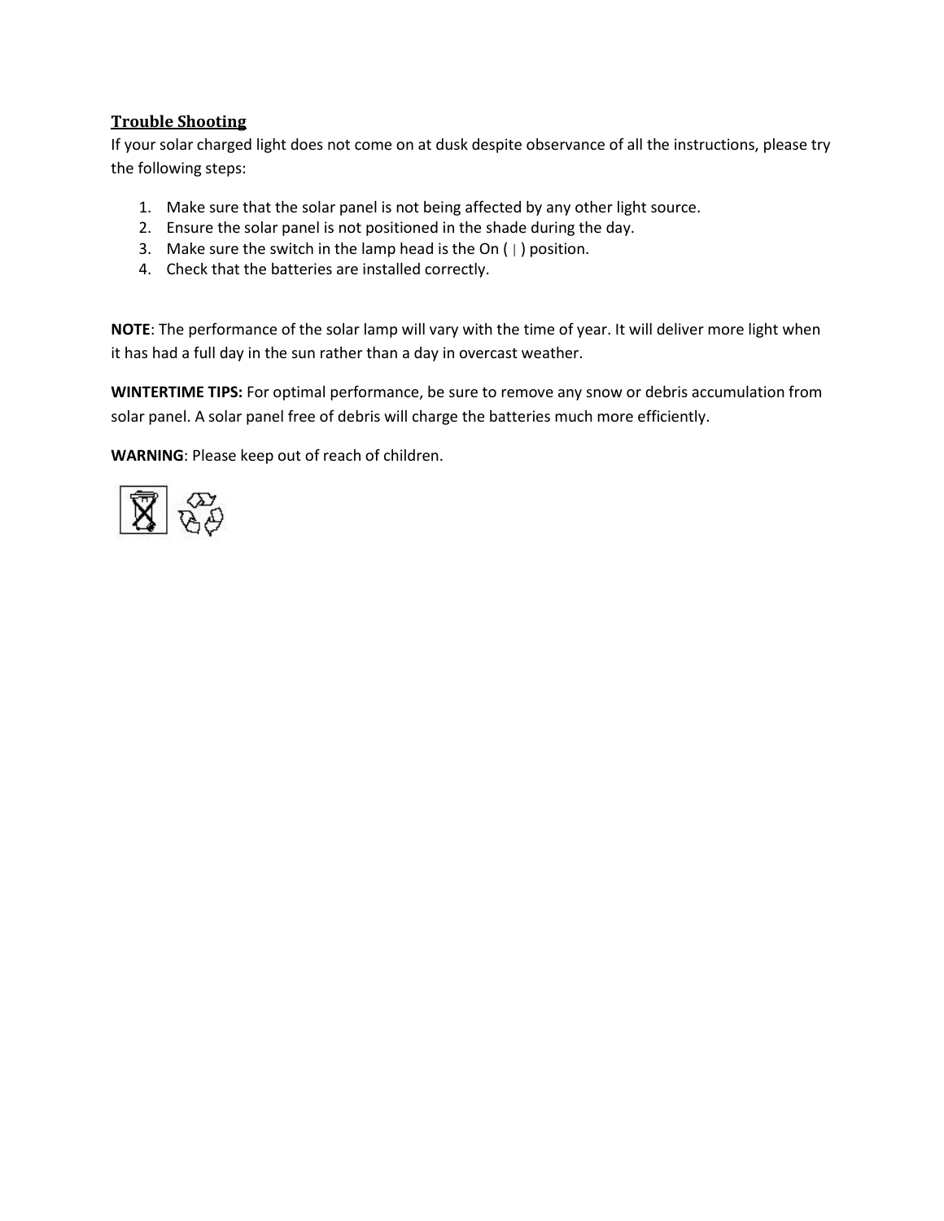## Trouble Shooting

If your solar charged light does not come on at dusk despite observance of all the instructions, please try the following steps:

1. Make sure that the solar panel is not being affected by any other light source.
2. Ensure the solar panel is not positioned in the shade during the day.
3. Make sure the switch in the lamp head is the On ( | ) position.
4. Check that the batteries are installed correctly.

**NOTE**: The performance of the solar lamp will vary with the time of year. It will deliver more light when it has had a full day in the sun rather than a day in overcast weather.

**WINTERTIME TIPS:** For optimal performance, be sure to remove any snow or debris accumulation from solar panel. A solar panel free of debris will charge the batteries much more efficiently.

**WARNING**: Please keep out of reach of children.